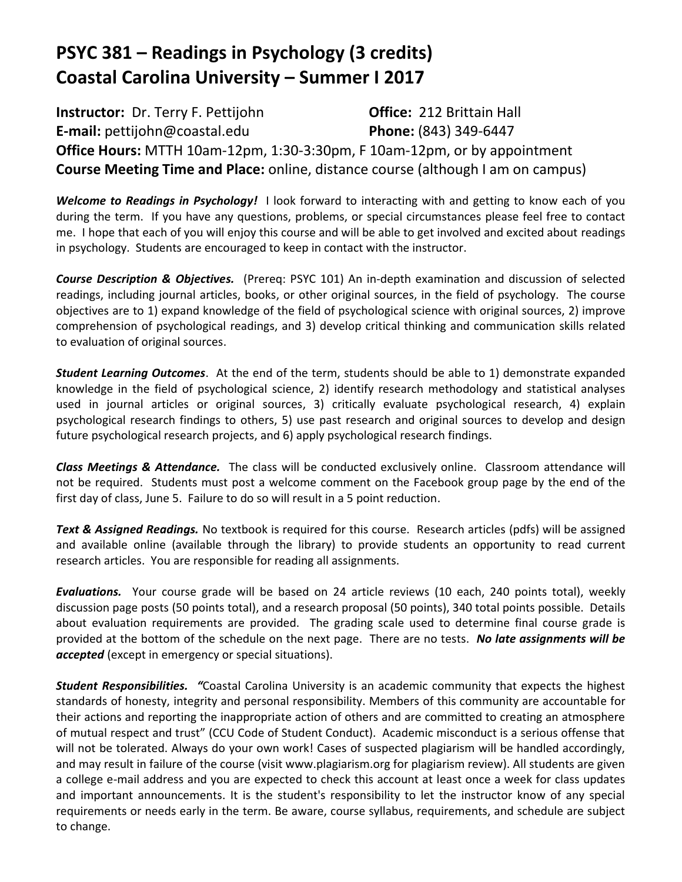# PSYC 381 – Readings in Psychology (3 credits)
# Coastal Carolina University – Summer I 2017

**Instructor:** Dr. Terry F. Pettijohn **Office:** 212 Brittain Hall
**E-mail:** pettijohn@coastal.edu **Phone:** (843) 349-6447
**Office Hours:** MTTH 10am-12pm, 1:30-3:30pm, F 10am-12pm, or by appointment
**Course Meeting Time and Place:** online, distance course (although I am on campus)

***Welcome to Readings in Psychology!*** I look forward to interacting with and getting to know each of you during the term. If you have any questions, problems, or special circumstances please feel free to contact me. I hope that each of you will enjoy this course and will be able to get involved and excited about readings in psychology. Students are encouraged to keep in contact with the instructor.

***Course Description & Objectives.*** (Prereq: PSYC 101) An in-depth examination and discussion of selected readings, including journal articles, books, or other original sources, in the field of psychology. The course objectives are to 1) expand knowledge of the field of psychological science with original sources, 2) improve comprehension of psychological readings, and 3) develop critical thinking and communication skills related to evaluation of original sources.

***Student Learning Outcomes***. At the end of the term, students should be able to 1) demonstrate expanded knowledge in the field of psychological science, 2) identify research methodology and statistical analyses used in journal articles or original sources, 3) critically evaluate psychological research, 4) explain psychological research findings to others, 5) use past research and original sources to develop and design future psychological research projects, and 6) apply psychological research findings.

***Class Meetings & Attendance.*** The class will be conducted exclusively online. Classroom attendance will not be required. Students must post a welcome comment on the Facebook group page by the end of the first day of class, June 5. Failure to do so will result in a 5 point reduction.

***Text & Assigned Readings.*** No textbook is required for this course. Research articles (pdfs) will be assigned and available online (available through the library) to provide students an opportunity to read current research articles. You are responsible for reading all assignments.

***Evaluations.*** Your course grade will be based on 24 article reviews (10 each, 240 points total), weekly discussion page posts (50 points total), and a research proposal (50 points), 340 total points possible. Details about evaluation requirements are provided. The grading scale used to determine final course grade is provided at the bottom of the schedule on the next page. There are no tests. ***No late assignments will be accepted*** (except in emergency or special situations).

***Student Responsibilities.*** *"*Coastal Carolina University is an academic community that expects the highest standards of honesty, integrity and personal responsibility. Members of this community are accountable for their actions and reporting the inappropriate action of others and are committed to creating an atmosphere of mutual respect and trust" (CCU Code of Student Conduct). Academic misconduct is a serious offense that will not be tolerated. Always do your own work! Cases of suspected plagiarism will be handled accordingly, and may result in failure of the course (visit www.plagiarism.org for plagiarism review). All students are given a college e-mail address and you are expected to check this account at least once a week for class updates and important announcements. It is the student's responsibility to let the instructor know of any special requirements or needs early in the term. Be aware, course syllabus, requirements, and schedule are subject to change.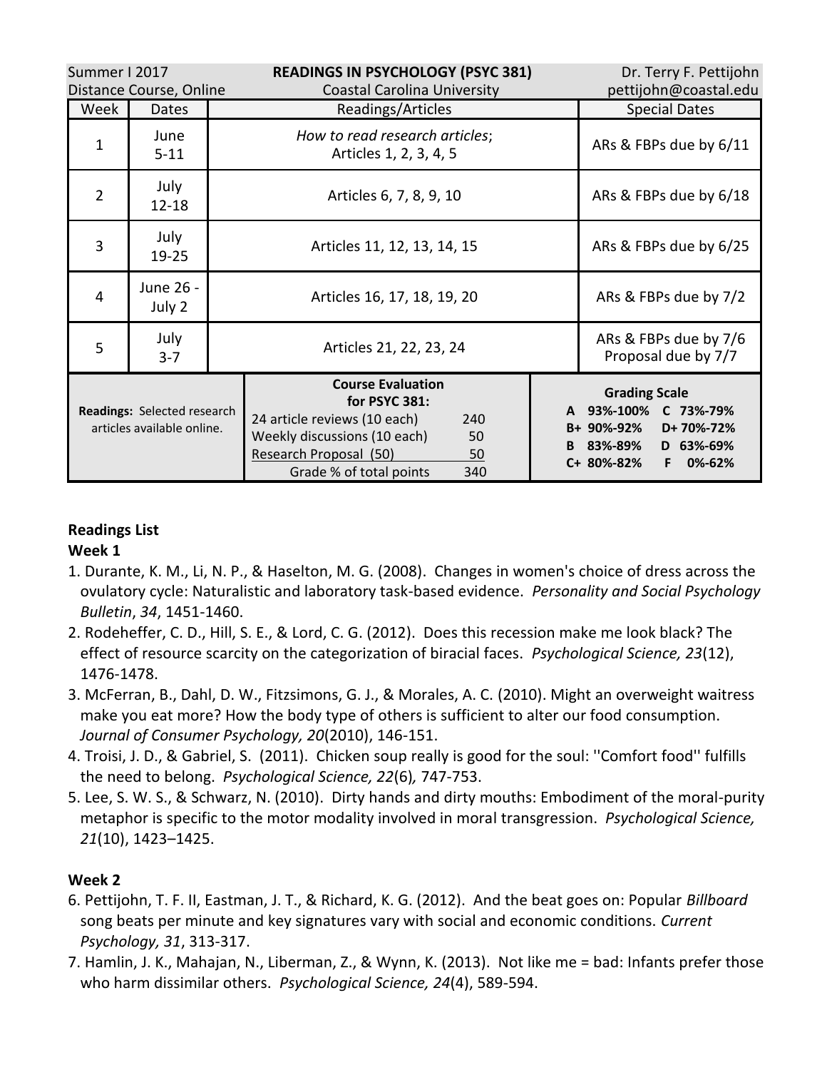| Summer I 2017 | READINGS IN PSYCHOLOGY (PSYC 381) | Dr. Terry F. Pettijohn |
|---|---|---|
| Distance Course, Online | Coastal Carolina University | pettijohn@coastal.edu |

| Week | Dates | Readings/Articles | Special Dates |
|---|---|---|---|
| 1 | June 5-11 | *How to read research articles*; Articles 1, 2, 3, 4, 5 | ARs & FBPs due by 6/11 |
| 2 | July 12-18 | Articles 6, 7, 8, 9, 10 | ARs & FBPs due by 6/18 |
| 3 | July 19-25 | Articles 11, 12, 13, 14, 15 | ARs & FBPs due by 6/25 |
| 4 | June 26 - July 2 | Articles 16, 17, 18, 19, 20 | ARs & FBPs due by 7/2 |
| 5 | July 3-7 | Articles 21, 22, 23, 24 | ARs & FBPs due by 7/6<br>Proposal due by 7/7 |

| **Readings:** Selected research articles available online. | **Course Evaluation for PSYC 381:** | | **Grading Scale** | |
|---|---|---|---|---|
| | 24 article reviews (10 each) | 240 | A 93%-100% | C 73%-79% |
| | Weekly discussions (10 each) | 50 | B+ 90%-92% | D+ 70%-72% |
| | Research Proposal (50) | 50 | B 83%-89% | D 63%-69% |
| | Grade % of total points | 340 | C+ 80%-82% | F 0%-62% |

**Readings List**

**Week 1**

1. Durante, K. M., Li, N. P., & Haselton, M. G. (2008). Changes in women's choice of dress across the ovulatory cycle: Naturalistic and laboratory task-based evidence. *Personality and Social Psychology Bulletin*, *34*, 1451-1460.
2. Rodeheffer, C. D., Hill, S. E., & Lord, C. G. (2012). Does this recession make me look black? The effect of resource scarcity on the categorization of biracial faces. *Psychological Science, 23*(12), 1476-1478.
3. McFerran, B., Dahl, D. W., Fitzsimons, G. J., & Morales, A. C. (2010). Might an overweight waitress make you eat more? How the body type of others is sufficient to alter our food consumption. *Journal of Consumer Psychology, 20*(2010), 146-151.
4. Troisi, J. D., & Gabriel, S. (2011). Chicken soup really is good for the soul: ''Comfort food'' fulfills the need to belong. *Psychological Science, 22*(6)*,* 747-753.
5. Lee, S. W. S., & Schwarz, N. (2010). Dirty hands and dirty mouths: Embodiment of the moral-purity metaphor is specific to the motor modality involved in moral transgression. *Psychological Science, 21*(10), 1423–1425.

**Week 2**

6. Pettijohn, T. F. II, Eastman, J. T., & Richard, K. G. (2012). And the beat goes on: Popular *Billboard* song beats per minute and key signatures vary with social and economic conditions. *Current Psychology, 31*, 313-317.
7. Hamlin, J. K., Mahajan, N., Liberman, Z., & Wynn, K. (2013). Not like me = bad: Infants prefer those who harm dissimilar others. *Psychological Science, 24*(4), 589-594.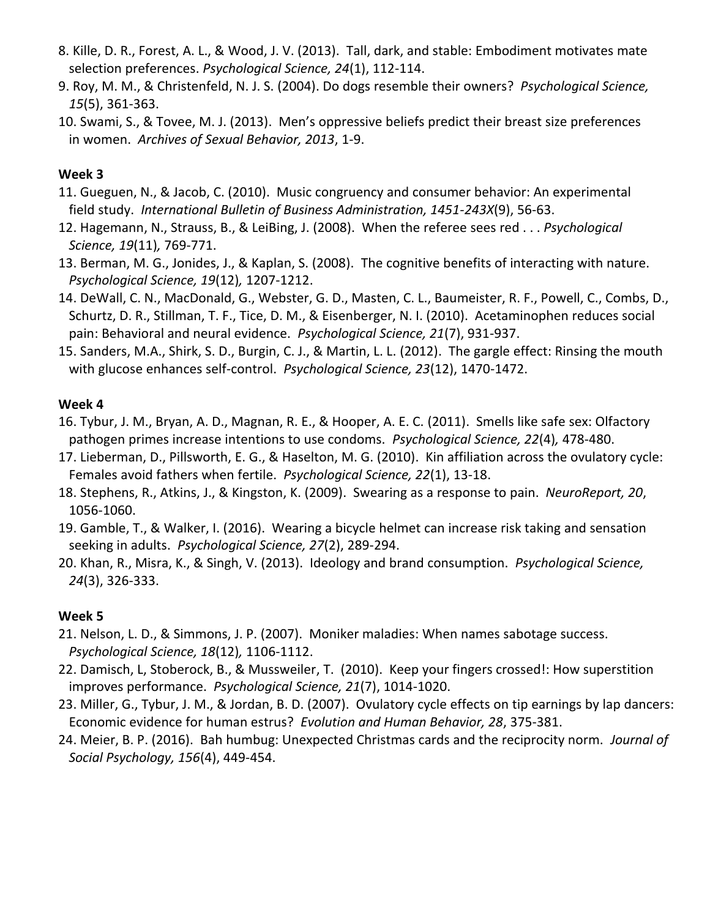8. Kille, D. R., Forest, A. L., & Wood, J. V. (2013). Tall, dark, and stable: Embodiment motivates mate selection preferences. *Psychological Science, 24*(1), 112-114.
9. Roy, M. M., & Christenfeld, N. J. S. (2004). Do dogs resemble their owners? *Psychological Science, 15*(5), 361-363.
10. Swami, S., & Tovee, M. J. (2013). Men's oppressive beliefs predict their breast size preferences in women. *Archives of Sexual Behavior, 2013*, 1-9.

**Week 3**

11. Gueguen, N., & Jacob, C. (2010). Music congruency and consumer behavior: An experimental field study. *International Bulletin of Business Administration, 1451-243X*(9), 56-63.
12. Hagemann, N., Strauss, B., & LeiBing, J. (2008). When the referee sees red . . . *Psychological Science, 19*(11)*,* 769-771.
13. Berman, M. G., Jonides, J., & Kaplan, S. (2008). The cognitive benefits of interacting with nature. *Psychological Science, 19*(12)*,* 1207-1212.
14. DeWall, C. N., MacDonald, G., Webster, G. D., Masten, C. L., Baumeister, R. F., Powell, C., Combs, D., Schurtz, D. R., Stillman, T. F., Tice, D. M., & Eisenberger, N. I. (2010). Acetaminophen reduces social pain: Behavioral and neural evidence. *Psychological Science, 21*(7), 931-937.
15. Sanders, M.A., Shirk, S. D., Burgin, C. J., & Martin, L. L. (2012). The gargle effect: Rinsing the mouth with glucose enhances self-control. *Psychological Science, 23*(12), 1470-1472.

**Week 4**

16. Tybur, J. M., Bryan, A. D., Magnan, R. E., & Hooper, A. E. C. (2011). Smells like safe sex: Olfactory pathogen primes increase intentions to use condoms. *Psychological Science, 22*(4)*,* 478-480.
17. Lieberman, D., Pillsworth, E. G., & Haselton, M. G. (2010). Kin affiliation across the ovulatory cycle: Females avoid fathers when fertile. *Psychological Science, 22*(1), 13-18.
18. Stephens, R., Atkins, J., & Kingston, K. (2009). Swearing as a response to pain. *NeuroReport, 20*, 1056-1060.
19. Gamble, T., & Walker, I. (2016). Wearing a bicycle helmet can increase risk taking and sensation seeking in adults. *Psychological Science, 27*(2), 289-294.
20. Khan, R., Misra, K., & Singh, V. (2013). Ideology and brand consumption. *Psychological Science, 24*(3), 326-333.

**Week 5**

21. Nelson, L. D., & Simmons, J. P. (2007). Moniker maladies: When names sabotage success. *Psychological Science, 18*(12)*,* 1106-1112.
22. Damisch, L, Stoberock, B., & Mussweiler, T. (2010). Keep your fingers crossed!: How superstition improves performance. *Psychological Science, 21*(7), 1014-1020.
23. Miller, G., Tybur, J. M., & Jordan, B. D. (2007). Ovulatory cycle effects on tip earnings by lap dancers: Economic evidence for human estrus? *Evolution and Human Behavior, 28*, 375-381.
24. Meier, B. P. (2016). Bah humbug: Unexpected Christmas cards and the reciprocity norm. *Journal of Social Psychology, 156*(4), 449-454.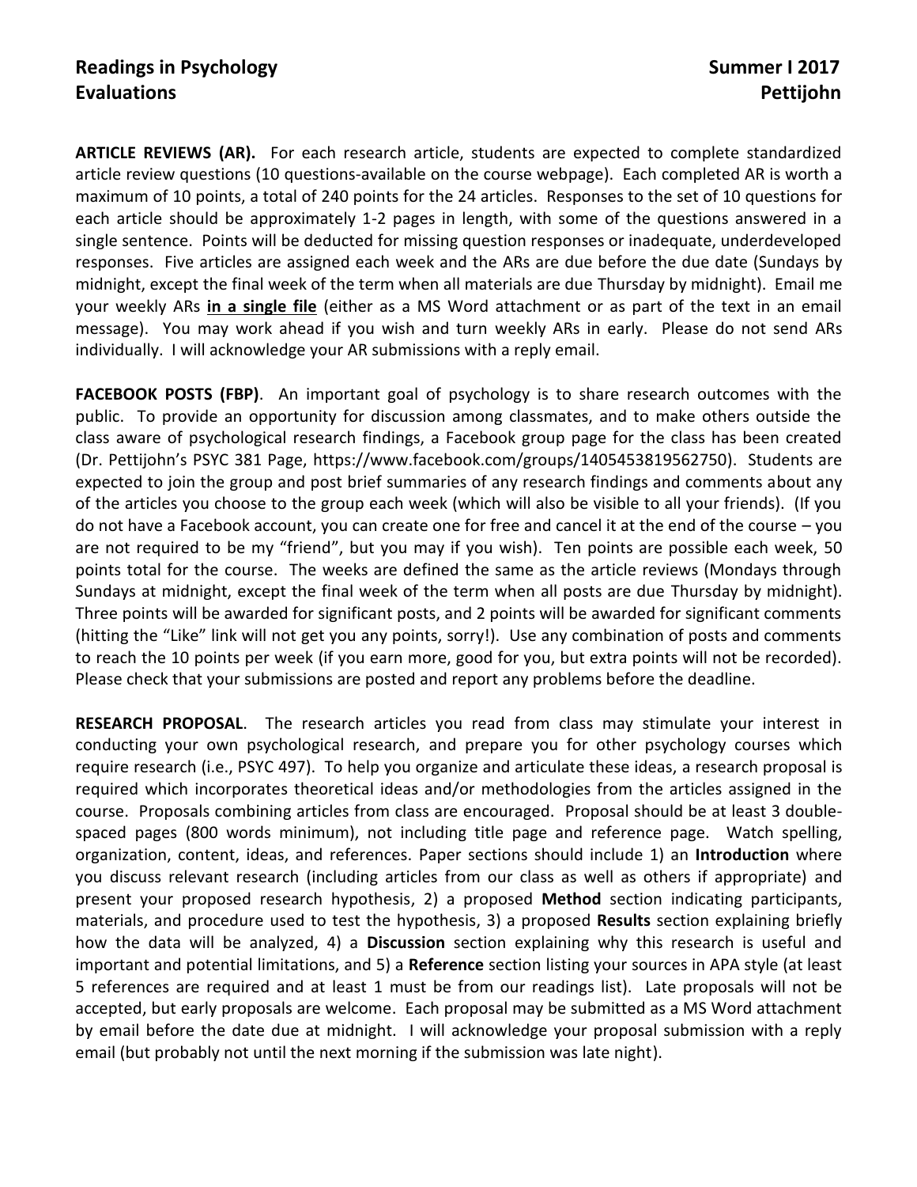**Readings in Psychology** **Summer I 2017**
**Evaluations** **Pettijohn**

**ARTICLE REVIEWS (AR).** For each research article, students are expected to complete standardized article review questions (10 questions-available on the course webpage). Each completed AR is worth a maximum of 10 points, a total of 240 points for the 24 articles. Responses to the set of 10 questions for each article should be approximately 1-2 pages in length, with some of the questions answered in a single sentence. Points will be deducted for missing question responses or inadequate, underdeveloped responses. Five articles are assigned each week and the ARs are due before the due date (Sundays by midnight, except the final week of the term when all materials are due Thursday by midnight). Email me your weekly ARs **<u>in a single file</u>** (either as a MS Word attachment or as part of the text in an email message). You may work ahead if you wish and turn weekly ARs in early. Please do not send ARs individually. I will acknowledge your AR submissions with a reply email.

**FACEBOOK POSTS (FBP)**. An important goal of psychology is to share research outcomes with the public. To provide an opportunity for discussion among classmates, and to make others outside the class aware of psychological research findings, a Facebook group page for the class has been created (Dr. Pettijohn's PSYC 381 Page, https://www.facebook.com/groups/1405453819562750). Students are expected to join the group and post brief summaries of any research findings and comments about any of the articles you choose to the group each week (which will also be visible to all your friends). (If you do not have a Facebook account, you can create one for free and cancel it at the end of the course – you are not required to be my "friend", but you may if you wish). Ten points are possible each week, 50 points total for the course. The weeks are defined the same as the article reviews (Mondays through Sundays at midnight, except the final week of the term when all posts are due Thursday by midnight). Three points will be awarded for significant posts, and 2 points will be awarded for significant comments (hitting the "Like" link will not get you any points, sorry!). Use any combination of posts and comments to reach the 10 points per week (if you earn more, good for you, but extra points will not be recorded). Please check that your submissions are posted and report any problems before the deadline.

**RESEARCH PROPOSAL**. The research articles you read from class may stimulate your interest in conducting your own psychological research, and prepare you for other psychology courses which require research (i.e., PSYC 497). To help you organize and articulate these ideas, a research proposal is required which incorporates theoretical ideas and/or methodologies from the articles assigned in the course. Proposals combining articles from class are encouraged. Proposal should be at least 3 double-spaced pages (800 words minimum), not including title page and reference page. Watch spelling, organization, content, ideas, and references. Paper sections should include 1) an **Introduction** where you discuss relevant research (including articles from our class as well as others if appropriate) and present your proposed research hypothesis, 2) a proposed **Method** section indicating participants, materials, and procedure used to test the hypothesis, 3) a proposed **Results** section explaining briefly how the data will be analyzed, 4) a **Discussion** section explaining why this research is useful and important and potential limitations, and 5) a **Reference** section listing your sources in APA style (at least 5 references are required and at least 1 must be from our readings list). Late proposals will not be accepted, but early proposals are welcome. Each proposal may be submitted as a MS Word attachment by email before the date due at midnight. I will acknowledge your proposal submission with a reply email (but probably not until the next morning if the submission was late night).